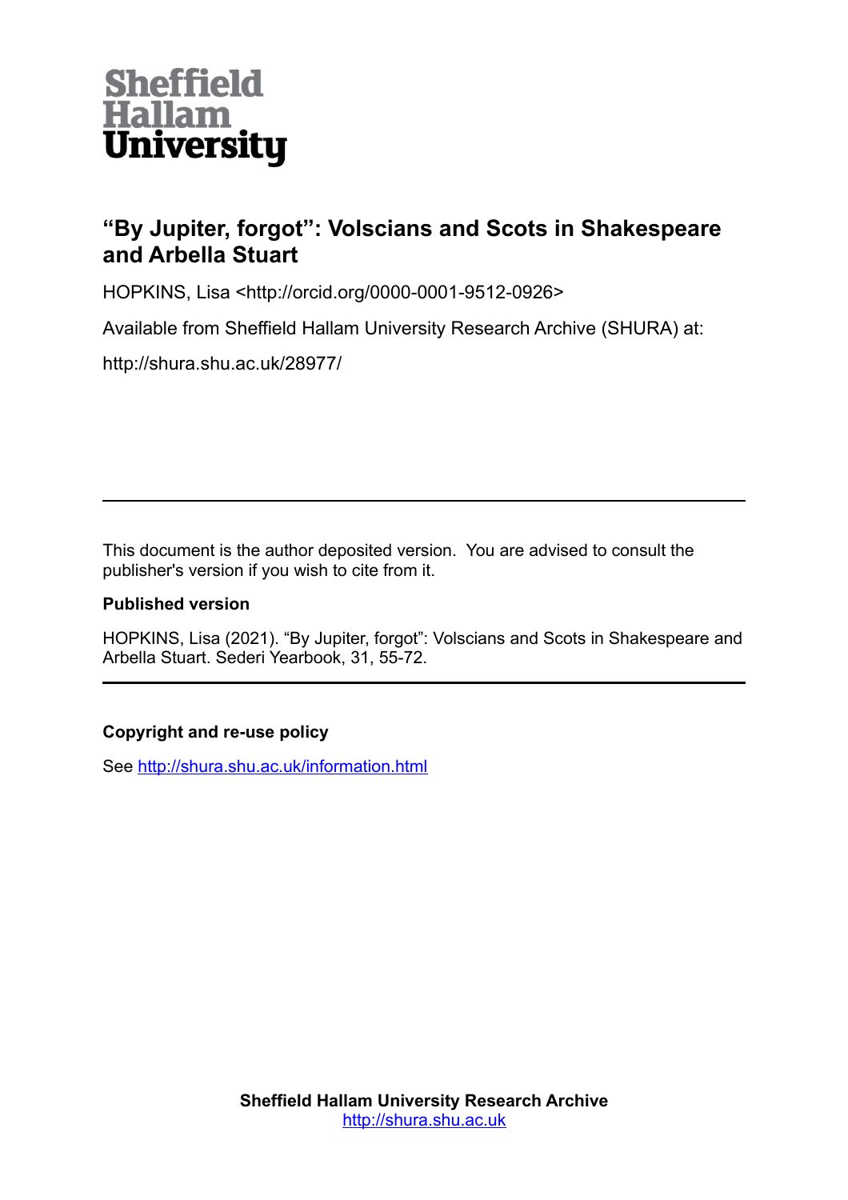Sheffield Hallam University

# “By Jupiter, forgot”: Volscians and Scots in Shakespeare and Arbella Stuart

HOPKINS, Lisa <http://orcid.org/0000-0001-9512-0926>

Available from Sheffield Hallam University Research Archive (SHURA) at:

http://shura.shu.ac.uk/28977/

---

This document is the author deposited version. You are advised to consult the publisher's version if you wish to cite from it.

**Published version**

HOPKINS, Lisa (2021). “By Jupiter, forgot”: Volscians and Scots in Shakespeare and Arbella Stuart. Sederi Yearbook, 31, 55-72.

---

**Copyright and re-use policy**

See http://shura.shu.ac.uk/information.html

**Sheffield Hallam University Research Archive**
http://shura.shu.ac.uk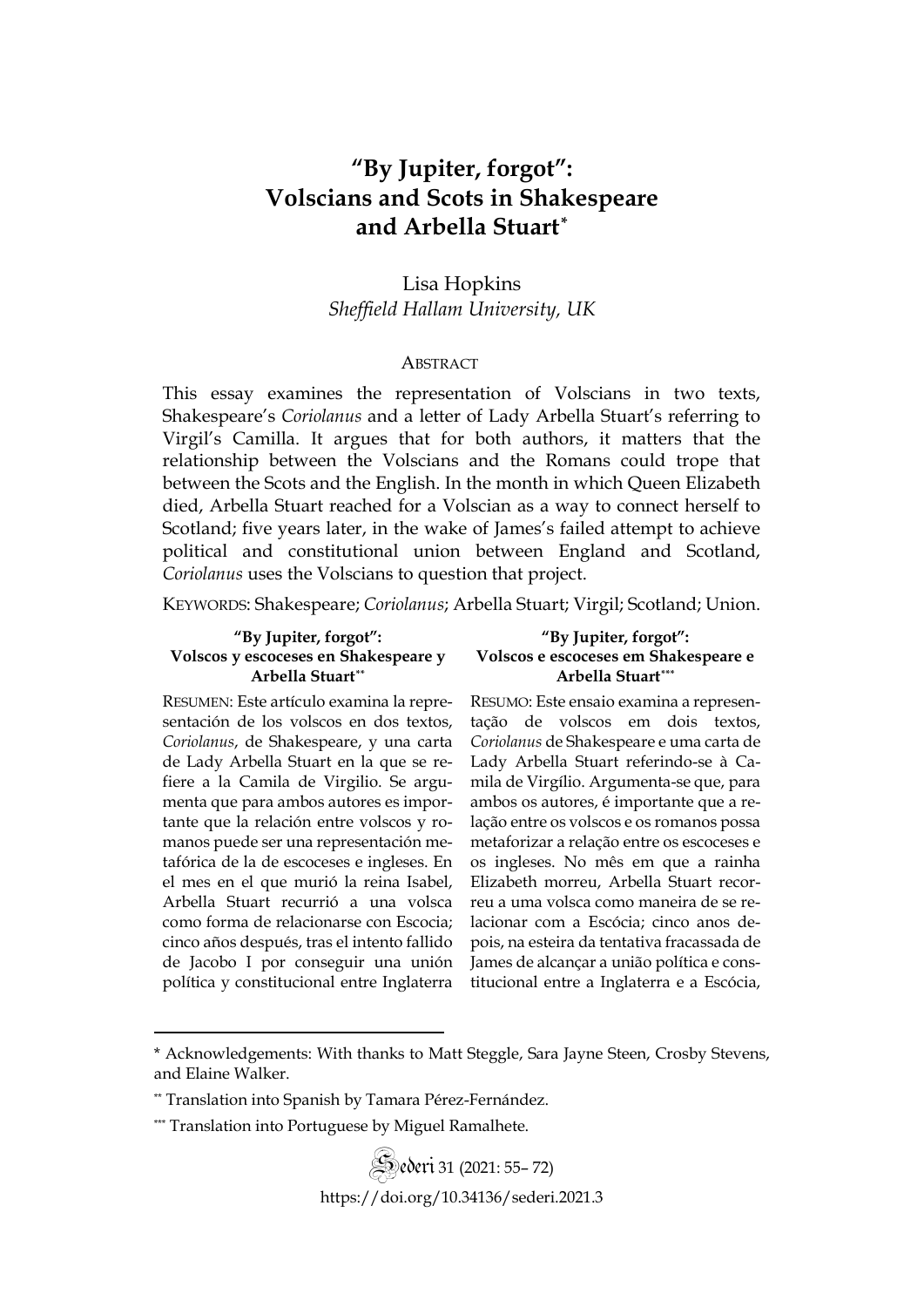# "By Jupiter, forgot": Volscians and Scots in Shakespeare and Arbella Stuart*

Lisa Hopkins
*Sheffield Hallam University, UK*

## Abstract

This essay examines the representation of Volscians in two texts, Shakespeare's *Coriolanus* and a letter of Lady Arbella Stuart's referring to Virgil's Camilla. It argues that for both authors, it matters that the relationship between the Volscians and the Romans could trope that between the Scots and the English. In the month in which Queen Elizabeth died, Arbella Stuart reached for a Volscian as a way to connect herself to Scotland; five years later, in the wake of James's failed attempt to achieve political and constitutional union between England and Scotland, *Coriolanus* uses the Volscians to question that project.

KEYWORDS: Shakespeare; *Coriolanus*; Arbella Stuart; Virgil; Scotland; Union.

**"By Jupiter, forgot": Volscos y escoceses en Shakespeare y Arbella Stuart****

RESUMEN: Este artículo examina la representación de los volscos en dos textos, *Coriolanus*, de Shakespeare, y una carta de Lady Arbella Stuart en la que se refiere a la Camila de Virgilio. Se argumenta que para ambos autores es importante que la relación entre volscos y romanos puede ser una representación metafórica de la de escoceses e ingleses. En el mes en el que murió la reina Isabel, Arbella Stuart recurrió a una volsca como forma de relacionarse con Escocia; cinco años después, tras el intento fallido de Jacobo I por conseguir una unión política y constitucional entre Inglaterra

**"By Jupiter, forgot": Volscos e escoceses em Shakespeare e Arbella Stuart*****

RESUMO: Este ensaio examina a representação de volscos em dois textos, *Coriolanus* de Shakespeare e uma carta de Lady Arbella Stuart referindo-se à Camila de Virgílio. Argumenta-se que, para ambos os autores, é importante que a relação entre os volscos e os romanos possa metaforizar a relação entre os escoceses e os ingleses. No mês em que a rainha Elizabeth morreu, Arbella Stuart recorreu a uma volsca como maneira de se relacionar com a Escócia; cinco anos depois, na esteira da tentativa fracassada de James de alcançar a união política e constitucional entre a Inglaterra e a Escócia,

---

* Acknowledgements: With thanks to Matt Steggle, Sara Jayne Steen, Crosby Stevens, and Elaine Walker.

** Translation into Spanish by Tamara Pérez-Fernández.

*** Translation into Portuguese by Miguel Ramalhete.

https://doi.org/10.34136/sederi.2021.3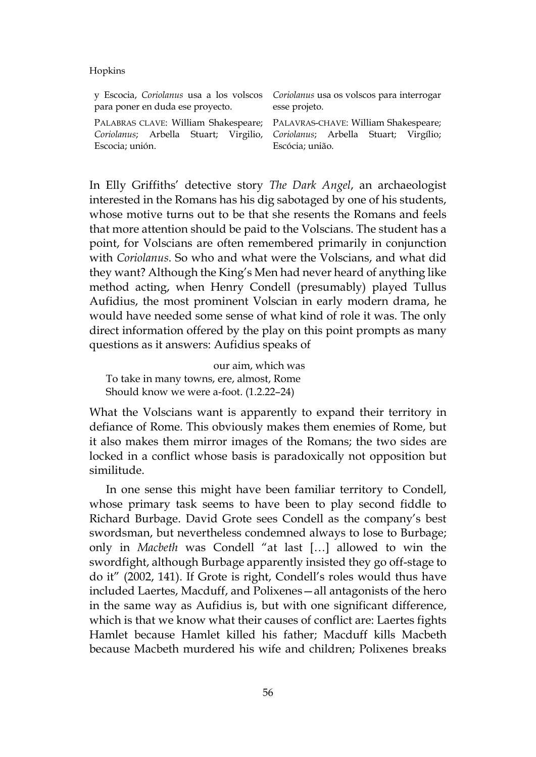y Escocia, *Coriolanus* usa a los volscos para poner en duda ese proyecto.

PALABRAS CLAVE: William Shakespeare; *Coriolanus*; Arbella Stuart; Virgilio, Escocia; unión.

*Coriolanus* usa os volscos para interrogar esse projeto.

PALAVRAS-CHAVE: William Shakespeare; *Coriolanus*; Arbella Stuart; Virgílio; Escócia; união.

In Elly Griffiths' detective story *The Dark Angel*, an archaeologist interested in the Romans has his dig sabotaged by one of his students, whose motive turns out to be that she resents the Romans and feels that more attention should be paid to the Volscians. The student has a point, for Volscians are often remembered primarily in conjunction with *Coriolanus*. So who and what were the Volscians, and what did they want? Although the King's Men had never heard of anything like method acting, when Henry Condell (presumably) played Tullus Aufidius, the most prominent Volscian in early modern drama, he would have needed some sense of what kind of role it was. The only direct information offered by the play on this point prompts as many questions as it answers: Aufidius speaks of

> our aim, which was
> To take in many towns, ere, almost, Rome
> Should know we were a-foot. (1.2.22–24)

What the Volscians want is apparently to expand their territory in defiance of Rome. This obviously makes them enemies of Rome, but it also makes them mirror images of the Romans; the two sides are locked in a conflict whose basis is paradoxically not opposition but similitude.

In one sense this might have been familiar territory to Condell, whose primary task seems to have been to play second fiddle to Richard Burbage. David Grote sees Condell as the company's best swordsman, but nevertheless condemned always to lose to Burbage; only in *Macbeth* was Condell "at last […] allowed to win the swordfight, although Burbage apparently insisted they go off-stage to do it" (2002, 141). If Grote is right, Condell's roles would thus have included Laertes, Macduff, and Polixenes—all antagonists of the hero in the same way as Aufidius is, but with one significant difference, which is that we know what their causes of conflict are: Laertes fights Hamlet because Hamlet killed his father; Macduff kills Macbeth because Macbeth murdered his wife and children; Polixenes breaks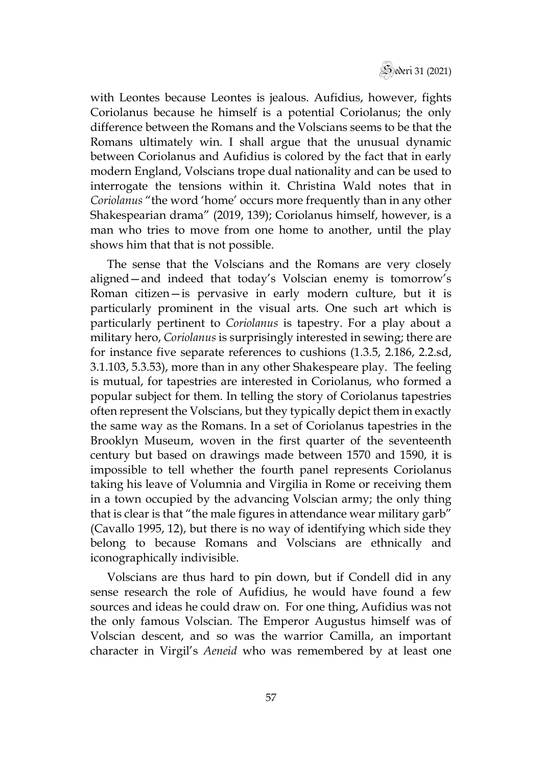with Leontes because Leontes is jealous. Aufidius, however, fights Coriolanus because he himself is a potential Coriolanus; the only difference between the Romans and the Volscians seems to be that the Romans ultimately win. I shall argue that the unusual dynamic between Coriolanus and Aufidius is colored by the fact that in early modern England, Volscians trope dual nationality and can be used to interrogate the tensions within it. Christina Wald notes that in *Coriolanus* "the word 'home' occurs more frequently than in any other Shakespearian drama" (2019, 139); Coriolanus himself, however, is a man who tries to move from one home to another, until the play shows him that that is not possible.

The sense that the Volscians and the Romans are very closely aligned—and indeed that today's Volscian enemy is tomorrow's Roman citizen—is pervasive in early modern culture, but it is particularly prominent in the visual arts. One such art which is particularly pertinent to *Coriolanus* is tapestry. For a play about a military hero, *Coriolanus* is surprisingly interested in sewing; there are for instance five separate references to cushions (1.3.5, 2.186, 2.2.sd, 3.1.103, 5.3.53), more than in any other Shakespeare play. The feeling is mutual, for tapestries are interested in Coriolanus, who formed a popular subject for them. In telling the story of Coriolanus tapestries often represent the Volscians, but they typically depict them in exactly the same way as the Romans. In a set of Coriolanus tapestries in the Brooklyn Museum, woven in the first quarter of the seventeenth century but based on drawings made between 1570 and 1590, it is impossible to tell whether the fourth panel represents Coriolanus taking his leave of Volumnia and Virgilia in Rome or receiving them in a town occupied by the advancing Volscian army; the only thing that is clear is that "the male figures in attendance wear military garb" (Cavallo 1995, 12), but there is no way of identifying which side they belong to because Romans and Volscians are ethnically and iconographically indivisible.

Volscians are thus hard to pin down, but if Condell did in any sense research the role of Aufidius, he would have found a few sources and ideas he could draw on. For one thing, Aufidius was not the only famous Volscian. The Emperor Augustus himself was of Volscian descent, and so was the warrior Camilla, an important character in Virgil's *Aeneid* who was remembered by at least one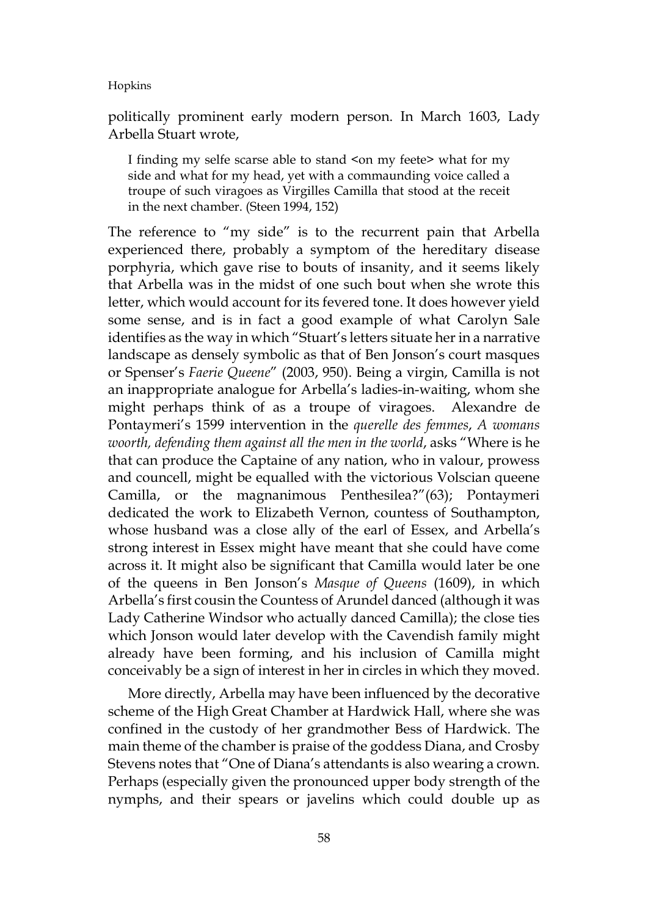politically prominent early modern person. In March 1603, Lady Arbella Stuart wrote,

> I finding my selfe scarse able to stand <on my feete> what for my side and what for my head, yet with a commaunding voice called a troupe of such viragoes as Virgilles Camilla that stood at the receit in the next chamber. (Steen 1994, 152)

The reference to "my side" is to the recurrent pain that Arbella experienced there, probably a symptom of the hereditary disease porphyria, which gave rise to bouts of insanity, and it seems likely that Arbella was in the midst of one such bout when she wrote this letter, which would account for its fevered tone. It does however yield some sense, and is in fact a good example of what Carolyn Sale identifies as the way in which "Stuart's letters situate her in a narrative landscape as densely symbolic as that of Ben Jonson's court masques or Spenser's *Faerie Queene*" (2003, 950). Being a virgin, Camilla is not an inappropriate analogue for Arbella's ladies-in-waiting, whom she might perhaps think of as a troupe of viragoes. Alexandre de Pontaymeri's 1599 intervention in the *querelle des femmes*, *A womans woorth, defending them against all the men in the world*, asks "Where is he that can produce the Captaine of any nation, who in valour, prowess and councell, might be equalled with the victorious Volscian queene Camilla, or the magnanimous Penthesilea?"(63); Pontaymeri dedicated the work to Elizabeth Vernon, countess of Southampton, whose husband was a close ally of the earl of Essex, and Arbella's strong interest in Essex might have meant that she could have come across it. It might also be significant that Camilla would later be one of the queens in Ben Jonson's *Masque of Queens* (1609), in which Arbella's first cousin the Countess of Arundel danced (although it was Lady Catherine Windsor who actually danced Camilla); the close ties which Jonson would later develop with the Cavendish family might already have been forming, and his inclusion of Camilla might conceivably be a sign of interest in her in circles in which they moved.

More directly, Arbella may have been influenced by the decorative scheme of the High Great Chamber at Hardwick Hall, where she was confined in the custody of her grandmother Bess of Hardwick. The main theme of the chamber is praise of the goddess Diana, and Crosby Stevens notes that "One of Diana's attendants is also wearing a crown. Perhaps (especially given the pronounced upper body strength of the nymphs, and their spears or javelins which could double up as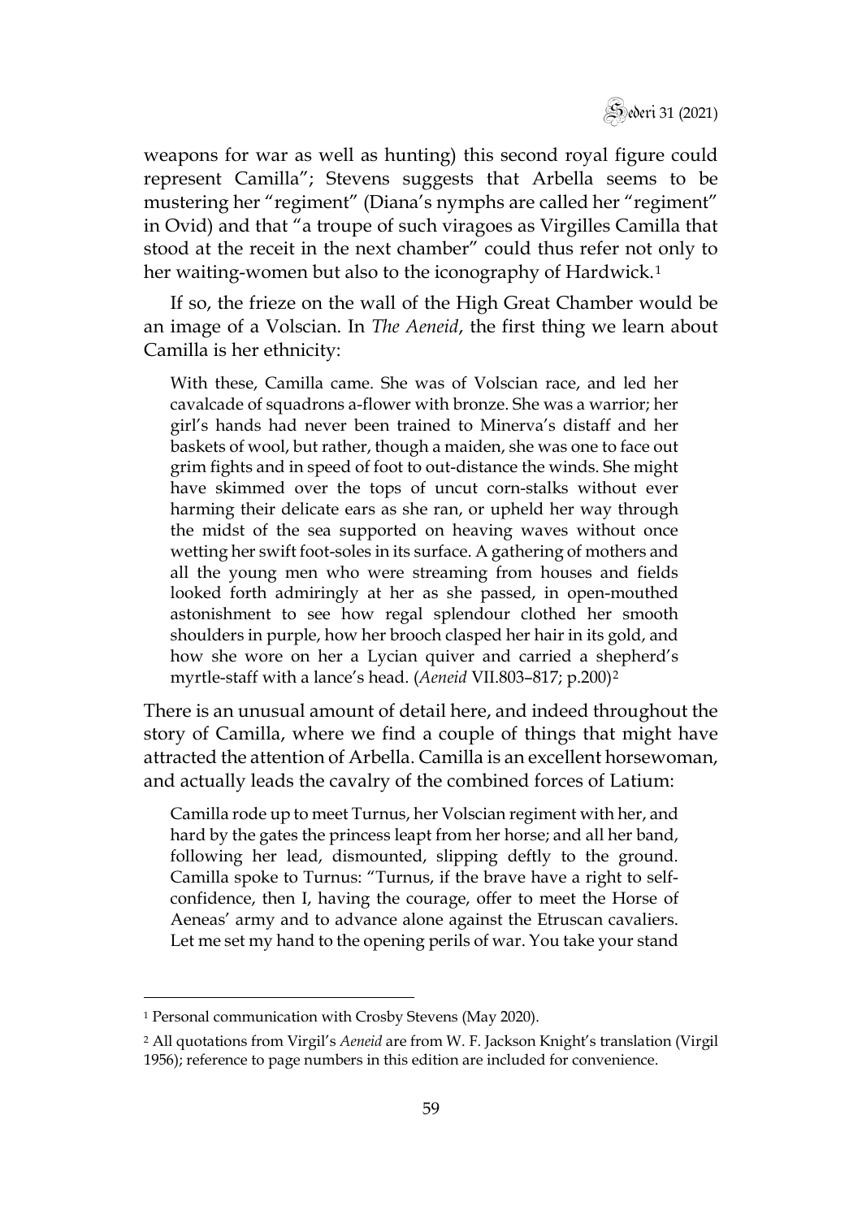weapons for war as well as hunting) this second royal figure could represent Camilla"; Stevens suggests that Arbella seems to be mustering her "regiment" (Diana's nymphs are called her "regiment" in Ovid) and that "a troupe of such viragoes as Virgilles Camilla that stood at the receit in the next chamber" could thus refer not only to her waiting-women but also to the iconography of Hardwick.[1]

If so, the frieze on the wall of the High Great Chamber would be an image of a Volscian. In *The Aeneid*, the first thing we learn about Camilla is her ethnicity:

> With these, Camilla came. She was of Volscian race, and led her cavalcade of squadrons a-flower with bronze. She was a warrior; her girl's hands had never been trained to Minerva's distaff and her baskets of wool, but rather, though a maiden, she was one to face out grim fights and in speed of foot to out-distance the winds. She might have skimmed over the tops of uncut corn-stalks without ever harming their delicate ears as she ran, or upheld her way through the midst of the sea supported on heaving waves without once wetting her swift foot-soles in its surface. A gathering of mothers and all the young men who were streaming from houses and fields looked forth admiringly at her as she passed, in open-mouthed astonishment to see how regal splendour clothed her smooth shoulders in purple, how her brooch clasped her hair in its gold, and how she wore on her a Lycian quiver and carried a shepherd's myrtle-staff with a lance's head. (*Aeneid* VII.803–817; p.200)[2]

There is an unusual amount of detail here, and indeed throughout the story of Camilla, where we find a couple of things that might have attracted the attention of Arbella. Camilla is an excellent horsewoman, and actually leads the cavalry of the combined forces of Latium:

> Camilla rode up to meet Turnus, her Volscian regiment with her, and hard by the gates the princess leapt from her horse; and all her band, following her lead, dismounted, slipping deftly to the ground. Camilla spoke to Turnus: "Turnus, if the brave have a right to self-confidence, then I, having the courage, offer to meet the Horse of Aeneas' army and to advance alone against the Etruscan cavaliers. Let me set my hand to the opening perils of war. You take your stand

---

[1] Personal communication with Crosby Stevens (May 2020).

[2] All quotations from Virgil's *Aeneid* are from W. F. Jackson Knight's translation (Virgil 1956); reference to page numbers in this edition are included for convenience.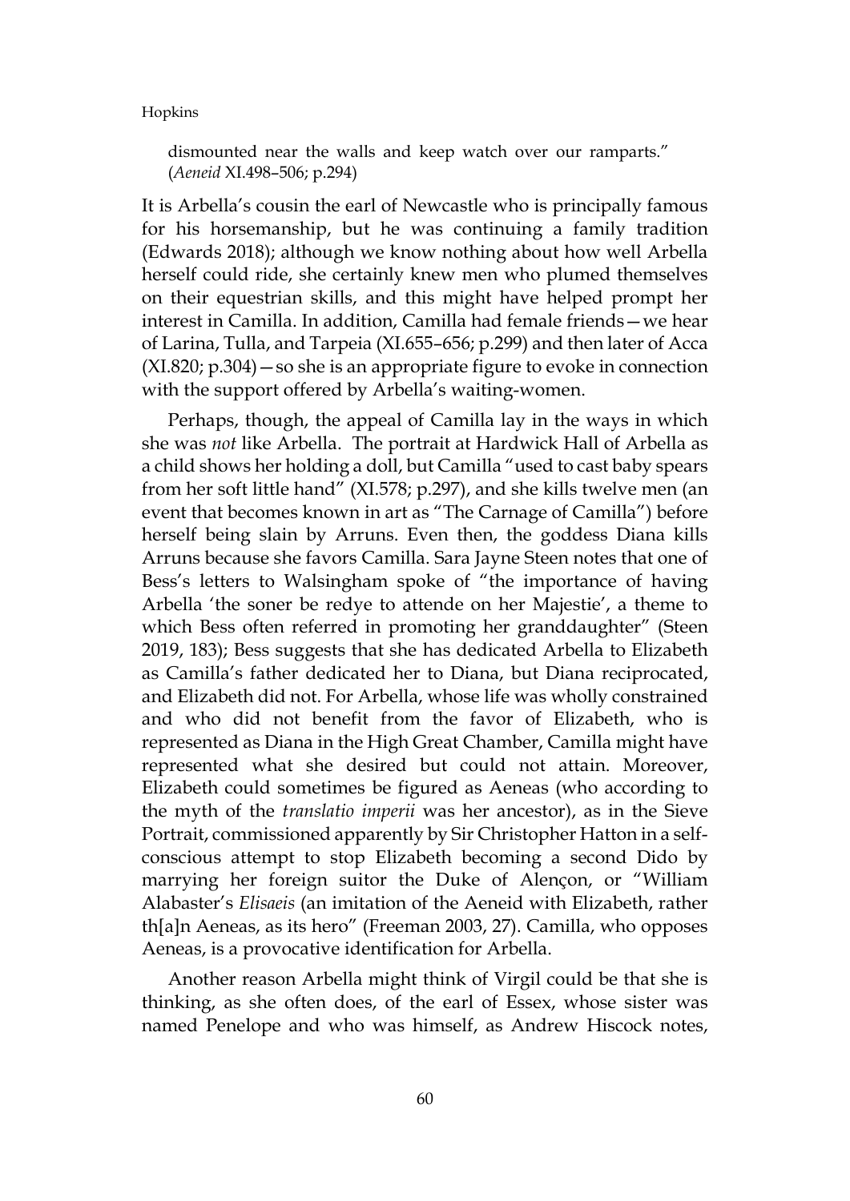dismounted near the walls and keep watch over our ramparts." (*Aeneid* XI.498–506; p.294)

It is Arbella's cousin the earl of Newcastle who is principally famous for his horsemanship, but he was continuing a family tradition (Edwards 2018); although we know nothing about how well Arbella herself could ride, she certainly knew men who plumed themselves on their equestrian skills, and this might have helped prompt her interest in Camilla. In addition, Camilla had female friends—we hear of Larina, Tulla, and Tarpeia (XI.655–656; p.299) and then later of Acca (XI.820; p.304)—so she is an appropriate figure to evoke in connection with the support offered by Arbella's waiting-women.

Perhaps, though, the appeal of Camilla lay in the ways in which she was *not* like Arbella. The portrait at Hardwick Hall of Arbella as a child shows her holding a doll, but Camilla "used to cast baby spears from her soft little hand" (XI.578; p.297), and she kills twelve men (an event that becomes known in art as "The Carnage of Camilla") before herself being slain by Arruns. Even then, the goddess Diana kills Arruns because she favors Camilla. Sara Jayne Steen notes that one of Bess's letters to Walsingham spoke of "the importance of having Arbella 'the soner be redye to attende on her Majestie', a theme to which Bess often referred in promoting her granddaughter" (Steen 2019, 183); Bess suggests that she has dedicated Arbella to Elizabeth as Camilla's father dedicated her to Diana, but Diana reciprocated, and Elizabeth did not. For Arbella, whose life was wholly constrained and who did not benefit from the favor of Elizabeth, who is represented as Diana in the High Great Chamber, Camilla might have represented what she desired but could not attain. Moreover, Elizabeth could sometimes be figured as Aeneas (who according to the myth of the *translatio imperii* was her ancestor), as in the Sieve Portrait, commissioned apparently by Sir Christopher Hatton in a self-conscious attempt to stop Elizabeth becoming a second Dido by marrying her foreign suitor the Duke of Alençon, or "William Alabaster's *Elisaeis* (an imitation of the Aeneid with Elizabeth, rather th[a]n Aeneas, as its hero" (Freeman 2003, 27). Camilla, who opposes Aeneas, is a provocative identification for Arbella.

Another reason Arbella might think of Virgil could be that she is thinking, as she often does, of the earl of Essex, whose sister was named Penelope and who was himself, as Andrew Hiscock notes,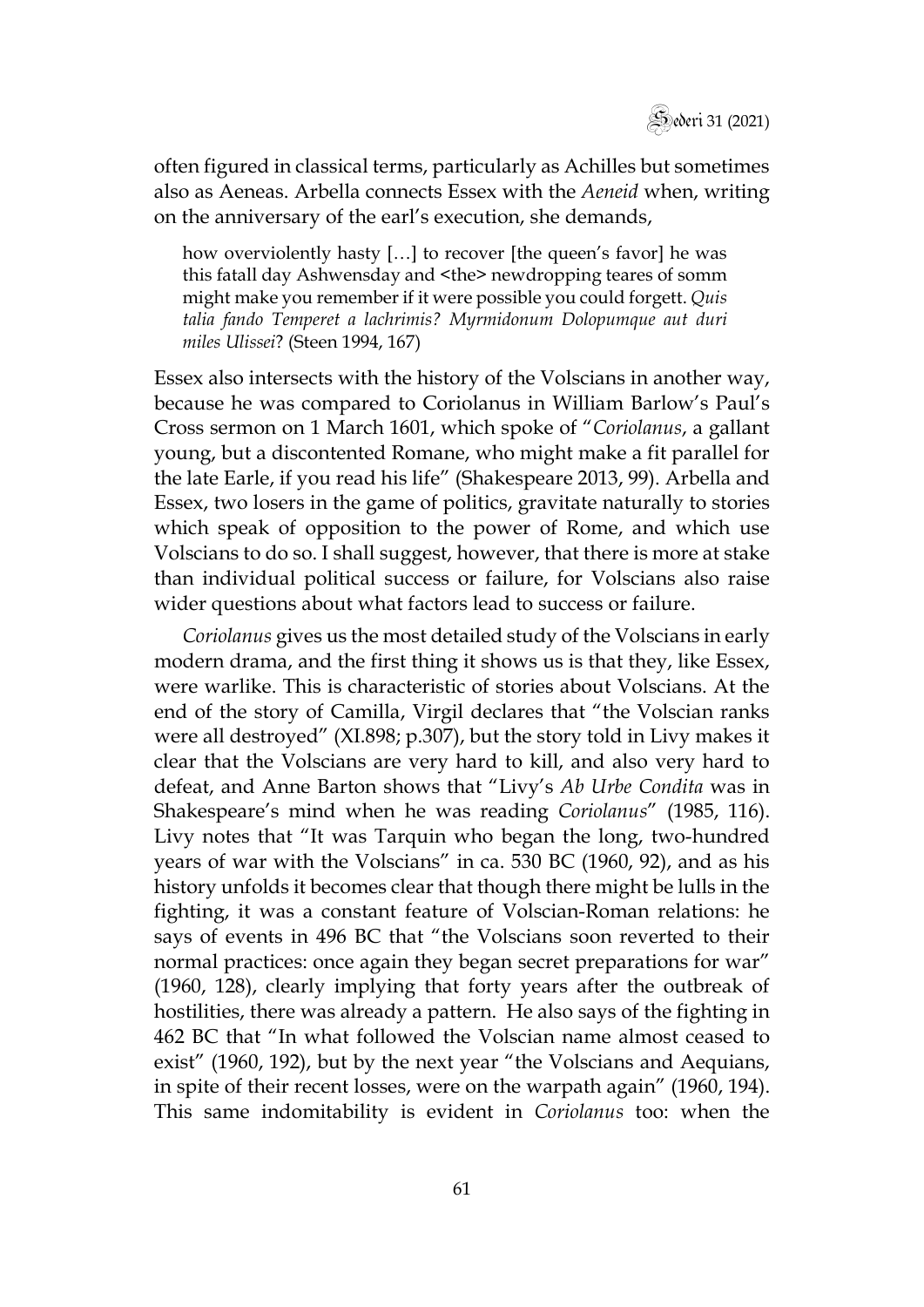often figured in classical terms, particularly as Achilles but sometimes also as Aeneas. Arbella connects Essex with the *Aeneid* when, writing on the anniversary of the earl's execution, she demands,

> how overviolently hasty […] to recover [the queen's favor] he was this fatall day Ashwensday and <the> newdropping teares of somm might make you remember if it were possible you could forgett. *Quis talia fando Temperet a lachrimis? Myrmidonum Dolopumque aut duri miles Ulissei*? (Steen 1994, 167)

Essex also intersects with the history of the Volscians in another way, because he was compared to Coriolanus in William Barlow's Paul's Cross sermon on 1 March 1601, which spoke of "*Coriolanus*, a gallant young, but a discontented Romane, who might make a fit parallel for the late Earle, if you read his life" (Shakespeare 2013, 99). Arbella and Essex, two losers in the game of politics, gravitate naturally to stories which speak of opposition to the power of Rome, and which use Volscians to do so. I shall suggest, however, that there is more at stake than individual political success or failure, for Volscians also raise wider questions about what factors lead to success or failure.

*Coriolanus* gives us the most detailed study of the Volscians in early modern drama, and the first thing it shows us is that they, like Essex, were warlike. This is characteristic of stories about Volscians. At the end of the story of Camilla, Virgil declares that "the Volscian ranks were all destroyed" (XI.898; p.307), but the story told in Livy makes it clear that the Volscians are very hard to kill, and also very hard to defeat, and Anne Barton shows that "Livy's *Ab Urbe Condita* was in Shakespeare's mind when he was reading *Coriolanus*" (1985, 116). Livy notes that "It was Tarquin who began the long, two-hundred years of war with the Volscians" in ca. 530 BC (1960, 92), and as his history unfolds it becomes clear that though there might be lulls in the fighting, it was a constant feature of Volscian-Roman relations: he says of events in 496 BC that "the Volscians soon reverted to their normal practices: once again they began secret preparations for war" (1960, 128), clearly implying that forty years after the outbreak of hostilities, there was already a pattern. He also says of the fighting in 462 BC that "In what followed the Volscian name almost ceased to exist" (1960, 192), but by the next year "the Volscians and Aequians, in spite of their recent losses, were on the warpath again" (1960, 194). This same indomitability is evident in *Coriolanus* too: when the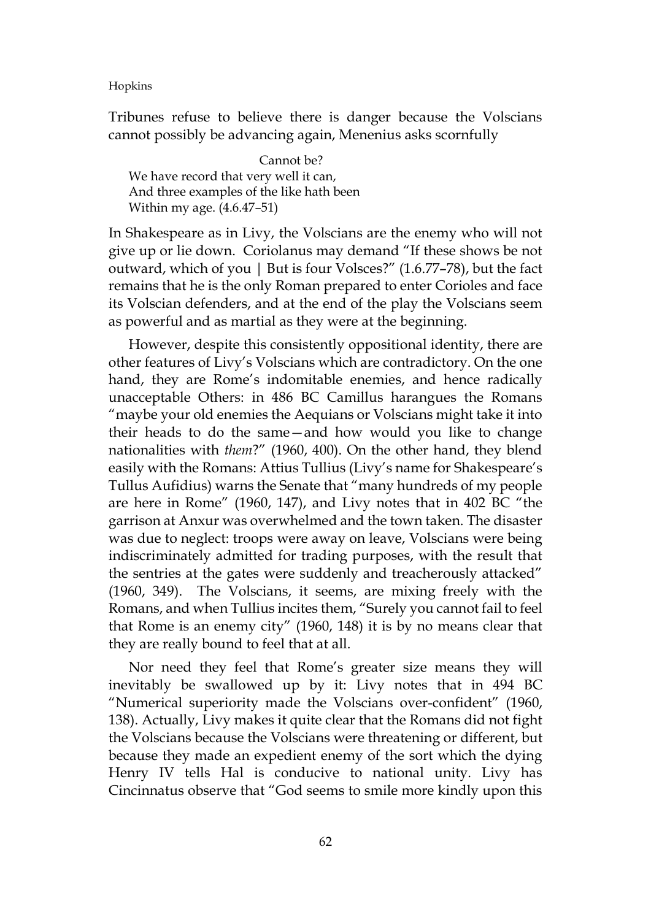Tribunes refuse to believe there is danger because the Volscians cannot possibly be advancing again, Menenius asks scornfully

> Cannot be?  
> We have record that very well it can,  
> And three examples of the like hath been  
> Within my age. (4.6.47–51)

In Shakespeare as in Livy, the Volscians are the enemy who will not give up or lie down. Coriolanus may demand "If these shows be not outward, which of you | But is four Volsces?" (1.6.77–78), but the fact remains that he is the only Roman prepared to enter Corioles and face its Volscian defenders, and at the end of the play the Volscians seem as powerful and as martial as they were at the beginning.

However, despite this consistently oppositional identity, there are other features of Livy's Volscians which are contradictory. On the one hand, they are Rome's indomitable enemies, and hence radically unacceptable Others: in 486 BC Camillus harangues the Romans "maybe your old enemies the Aequians or Volscians might take it into their heads to do the same—and how would you like to change nationalities with *them*?" (1960, 400). On the other hand, they blend easily with the Romans: Attius Tullius (Livy's name for Shakespeare's Tullus Aufidius) warns the Senate that "many hundreds of my people are here in Rome" (1960, 147), and Livy notes that in 402 BC "the garrison at Anxur was overwhelmed and the town taken. The disaster was due to neglect: troops were away on leave, Volscians were being indiscriminately admitted for trading purposes, with the result that the sentries at the gates were suddenly and treacherously attacked" (1960, 349). The Volscians, it seems, are mixing freely with the Romans, and when Tullius incites them, "Surely you cannot fail to feel that Rome is an enemy city" (1960, 148) it is by no means clear that they are really bound to feel that at all.

Nor need they feel that Rome's greater size means they will inevitably be swallowed up by it: Livy notes that in 494 BC "Numerical superiority made the Volscians over-confident" (1960, 138). Actually, Livy makes it quite clear that the Romans did not fight the Volscians because the Volscians were threatening or different, but because they made an expedient enemy of the sort which the dying Henry IV tells Hal is conducive to national unity. Livy has Cincinnatus observe that "God seems to smile more kindly upon this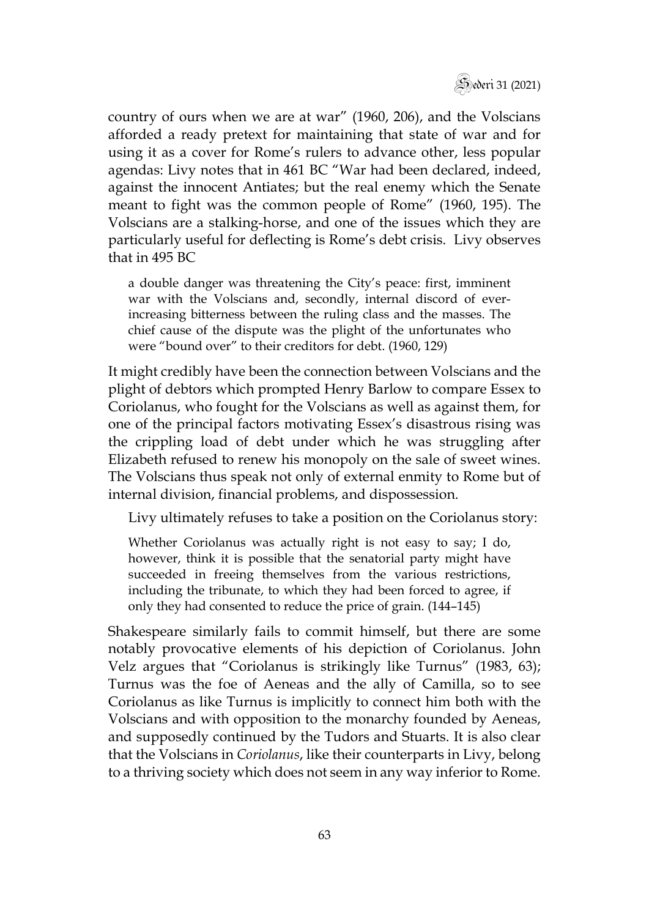country of ours when we are at war" (1960, 206), and the Volscians afforded a ready pretext for maintaining that state of war and for using it as a cover for Rome's rulers to advance other, less popular agendas: Livy notes that in 461 BC "War had been declared, indeed, against the innocent Antiates; but the real enemy which the Senate meant to fight was the common people of Rome" (1960, 195). The Volscians are a stalking-horse, and one of the issues which they are particularly useful for deflecting is Rome's debt crisis. Livy observes that in 495 BC

> a double danger was threatening the City's peace: first, imminent war with the Volscians and, secondly, internal discord of ever-increasing bitterness between the ruling class and the masses. The chief cause of the dispute was the plight of the unfortunates who were "bound over" to their creditors for debt. (1960, 129)

It might credibly have been the connection between Volscians and the plight of debtors which prompted Henry Barlow to compare Essex to Coriolanus, who fought for the Volscians as well as against them, for one of the principal factors motivating Essex's disastrous rising was the crippling load of debt under which he was struggling after Elizabeth refused to renew his monopoly on the sale of sweet wines. The Volscians thus speak not only of external enmity to Rome but of internal division, financial problems, and dispossession.

Livy ultimately refuses to take a position on the Coriolanus story:

> Whether Coriolanus was actually right is not easy to say; I do, however, think it is possible that the senatorial party might have succeeded in freeing themselves from the various restrictions, including the tribunate, to which they had been forced to agree, if only they had consented to reduce the price of grain. (144–145)

Shakespeare similarly fails to commit himself, but there are some notably provocative elements of his depiction of Coriolanus. John Velz argues that "Coriolanus is strikingly like Turnus" (1983, 63); Turnus was the foe of Aeneas and the ally of Camilla, so to see Coriolanus as like Turnus is implicitly to connect him both with the Volscians and with opposition to the monarchy founded by Aeneas, and supposedly continued by the Tudors and Stuarts. It is also clear that the Volscians in *Coriolanus*, like their counterparts in Livy, belong to a thriving society which does not seem in any way inferior to Rome.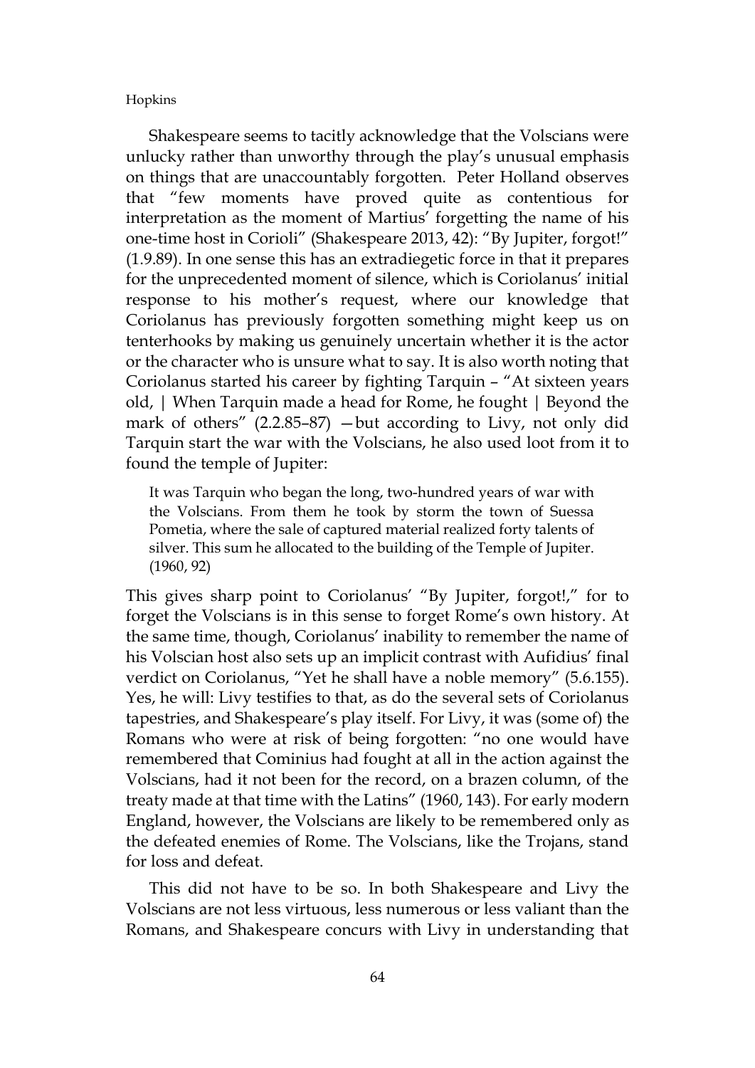Shakespeare seems to tacitly acknowledge that the Volscians were unlucky rather than unworthy through the play's unusual emphasis on things that are unaccountably forgotten. Peter Holland observes that "few moments have proved quite as contentious for interpretation as the moment of Martius' forgetting the name of his one-time host in Corioli" (Shakespeare 2013, 42): "By Jupiter, forgot!" (1.9.89). In one sense this has an extradiegetic force in that it prepares for the unprecedented moment of silence, which is Coriolanus' initial response to his mother's request, where our knowledge that Coriolanus has previously forgotten something might keep us on tenterhooks by making us genuinely uncertain whether it is the actor or the character who is unsure what to say. It is also worth noting that Coriolanus started his career by fighting Tarquin – "At sixteen years old, | When Tarquin made a head for Rome, he fought | Beyond the mark of others" (2.2.85–87) —but according to Livy, not only did Tarquin start the war with the Volscians, he also used loot from it to found the temple of Jupiter:

> It was Tarquin who began the long, two-hundred years of war with the Volscians. From them he took by storm the town of Suessa Pometia, where the sale of captured material realized forty talents of silver. This sum he allocated to the building of the Temple of Jupiter. (1960, 92)

This gives sharp point to Coriolanus' "By Jupiter, forgot!," for to forget the Volscians is in this sense to forget Rome's own history. At the same time, though, Coriolanus' inability to remember the name of his Volscian host also sets up an implicit contrast with Aufidius' final verdict on Coriolanus, "Yet he shall have a noble memory" (5.6.155). Yes, he will: Livy testifies to that, as do the several sets of Coriolanus tapestries, and Shakespeare's play itself. For Livy, it was (some of) the Romans who were at risk of being forgotten: "no one would have remembered that Cominius had fought at all in the action against the Volscians, had it not been for the record, on a brazen column, of the treaty made at that time with the Latins" (1960, 143). For early modern England, however, the Volscians are likely to be remembered only as the defeated enemies of Rome. The Volscians, like the Trojans, stand for loss and defeat.

This did not have to be so. In both Shakespeare and Livy the Volscians are not less virtuous, less numerous or less valiant than the Romans, and Shakespeare concurs with Livy in understanding that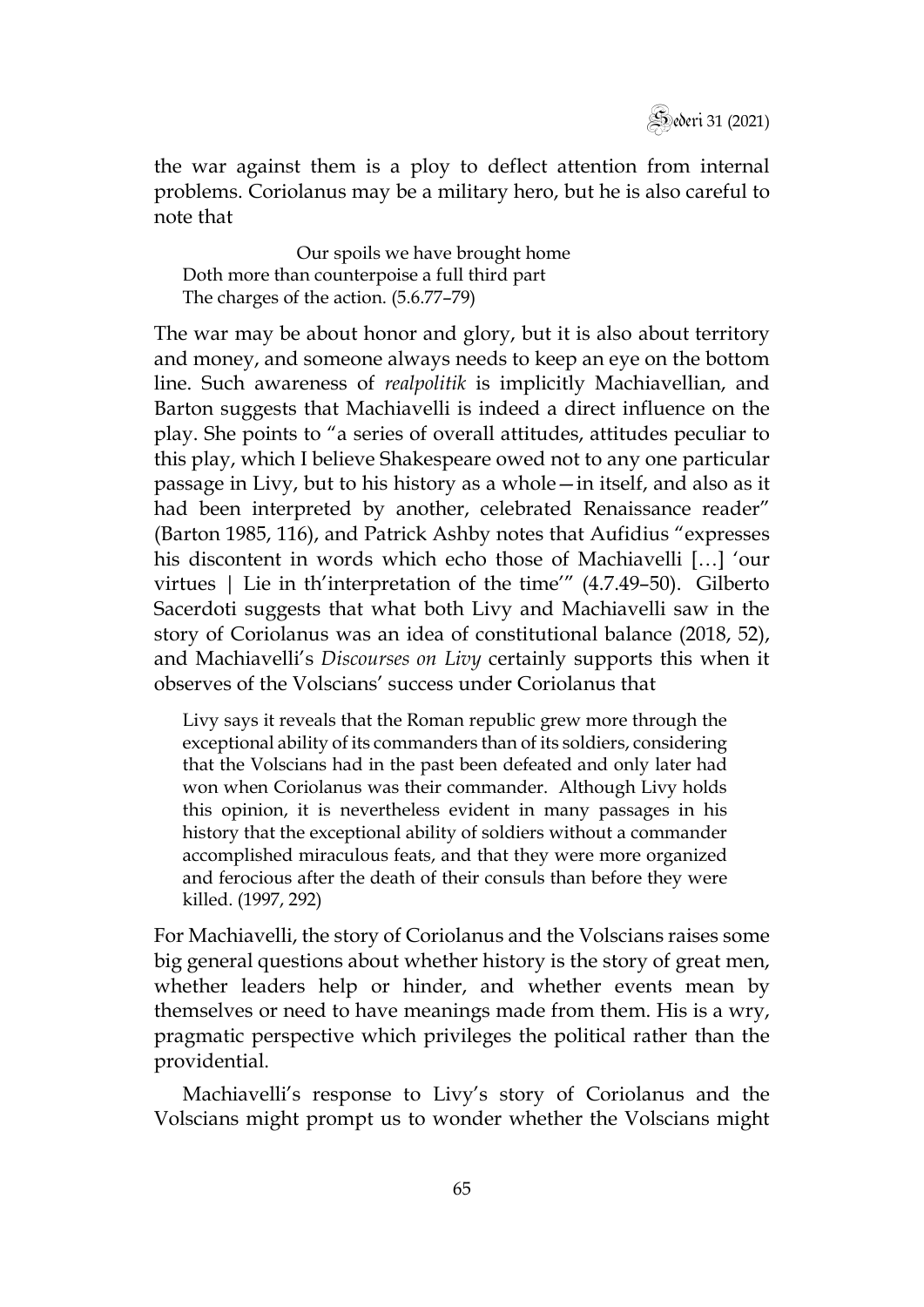the war against them is a ploy to deflect attention from internal problems. Coriolanus may be a military hero, but he is also careful to note that

> Our spoils we have brought home
> Doth more than counterpoise a full third part
> The charges of the action. (5.6.77–79)

The war may be about honor and glory, but it is also about territory and money, and someone always needs to keep an eye on the bottom line. Such awareness of *realpolitik* is implicitly Machiavellian, and Barton suggests that Machiavelli is indeed a direct influence on the play. She points to "a series of overall attitudes, attitudes peculiar to this play, which I believe Shakespeare owed not to any one particular passage in Livy, but to his history as a whole—in itself, and also as it had been interpreted by another, celebrated Renaissance reader" (Barton 1985, 116), and Patrick Ashby notes that Aufidius "expresses his discontent in words which echo those of Machiavelli […] 'our virtues | Lie in th'interpretation of the time'" (4.7.49–50). Gilberto Sacerdoti suggests that what both Livy and Machiavelli saw in the story of Coriolanus was an idea of constitutional balance (2018, 52), and Machiavelli's *Discourses on Livy* certainly supports this when it observes of the Volscians' success under Coriolanus that

> Livy says it reveals that the Roman republic grew more through the exceptional ability of its commanders than of its soldiers, considering that the Volscians had in the past been defeated and only later had won when Coriolanus was their commander. Although Livy holds this opinion, it is nevertheless evident in many passages in his history that the exceptional ability of soldiers without a commander accomplished miraculous feats, and that they were more organized and ferocious after the death of their consuls than before they were killed. (1997, 292)

For Machiavelli, the story of Coriolanus and the Volscians raises some big general questions about whether history is the story of great men, whether leaders help or hinder, and whether events mean by themselves or need to have meanings made from them. His is a wry, pragmatic perspective which privileges the political rather than the providential.

Machiavelli's response to Livy's story of Coriolanus and the Volscians might prompt us to wonder whether the Volscians might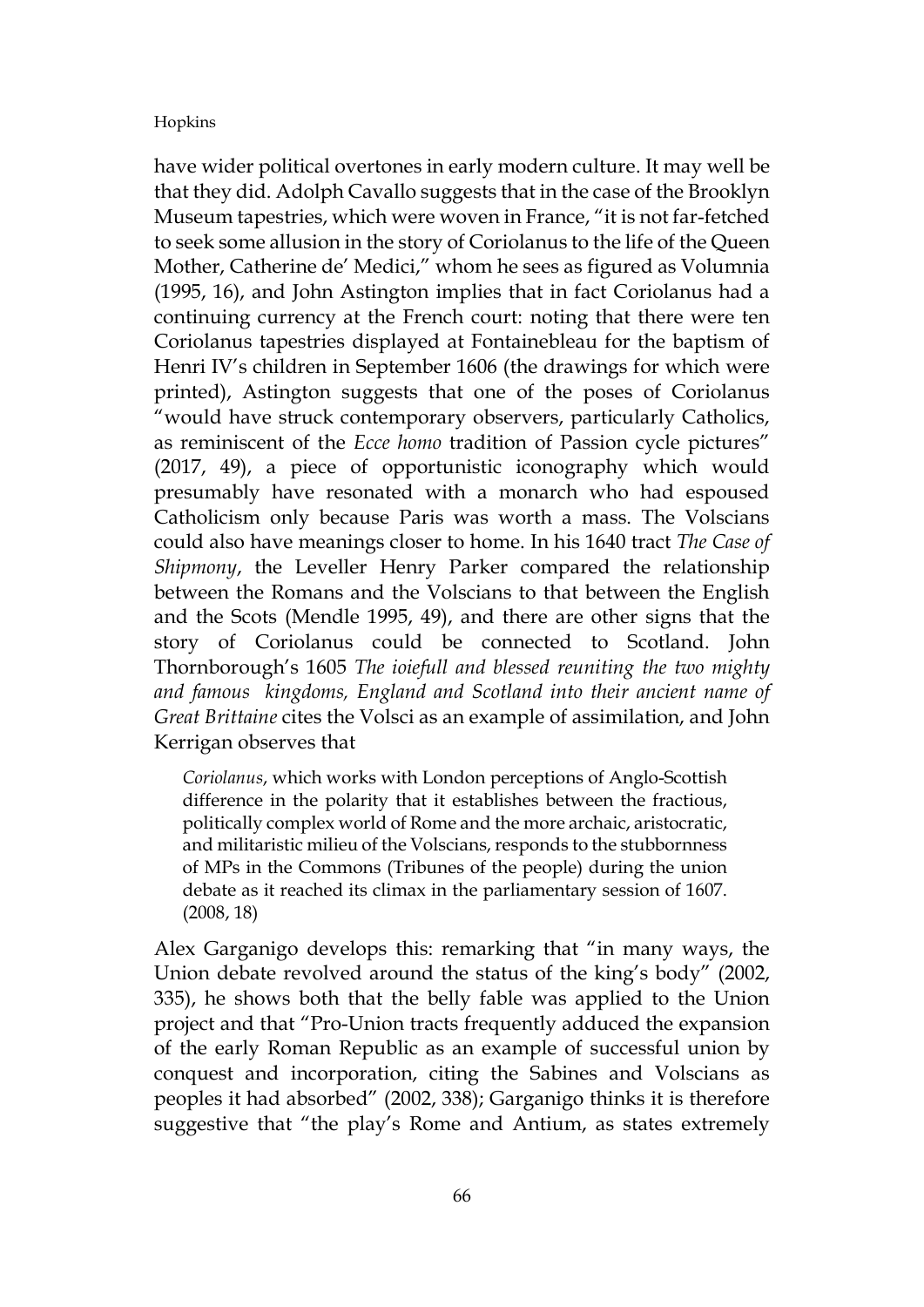have wider political overtones in early modern culture. It may well be that they did. Adolph Cavallo suggests that in the case of the Brooklyn Museum tapestries, which were woven in France, "it is not far-fetched to seek some allusion in the story of Coriolanus to the life of the Queen Mother, Catherine de' Medici," whom he sees as figured as Volumnia (1995, 16), and John Astington implies that in fact Coriolanus had a continuing currency at the French court: noting that there were ten Coriolanus tapestries displayed at Fontainebleau for the baptism of Henri IV's children in September 1606 (the drawings for which were printed), Astington suggests that one of the poses of Coriolanus "would have struck contemporary observers, particularly Catholics, as reminiscent of the *Ecce homo* tradition of Passion cycle pictures" (2017, 49), a piece of opportunistic iconography which would presumably have resonated with a monarch who had espoused Catholicism only because Paris was worth a mass. The Volscians could also have meanings closer to home. In his 1640 tract *The Case of Shipmony*, the Leveller Henry Parker compared the relationship between the Romans and the Volscians to that between the English and the Scots (Mendle 1995, 49), and there are other signs that the story of Coriolanus could be connected to Scotland. John Thornborough's 1605 *The ioiefull and blessed reuniting the two mighty and famous kingdoms, England and Scotland into their ancient name of Great Brittaine* cites the Volsci as an example of assimilation, and John Kerrigan observes that

> *Coriolanus*, which works with London perceptions of Anglo-Scottish difference in the polarity that it establishes between the fractious, politically complex world of Rome and the more archaic, aristocratic, and militaristic milieu of the Volscians, responds to the stubbornness of MPs in the Commons (Tribunes of the people) during the union debate as it reached its climax in the parliamentary session of 1607. (2008, 18)

Alex Garganigo develops this: remarking that "in many ways, the Union debate revolved around the status of the king's body" (2002, 335), he shows both that the belly fable was applied to the Union project and that "Pro-Union tracts frequently adduced the expansion of the early Roman Republic as an example of successful union by conquest and incorporation, citing the Sabines and Volscians as peoples it had absorbed" (2002, 338); Garganigo thinks it is therefore suggestive that "the play's Rome and Antium, as states extremely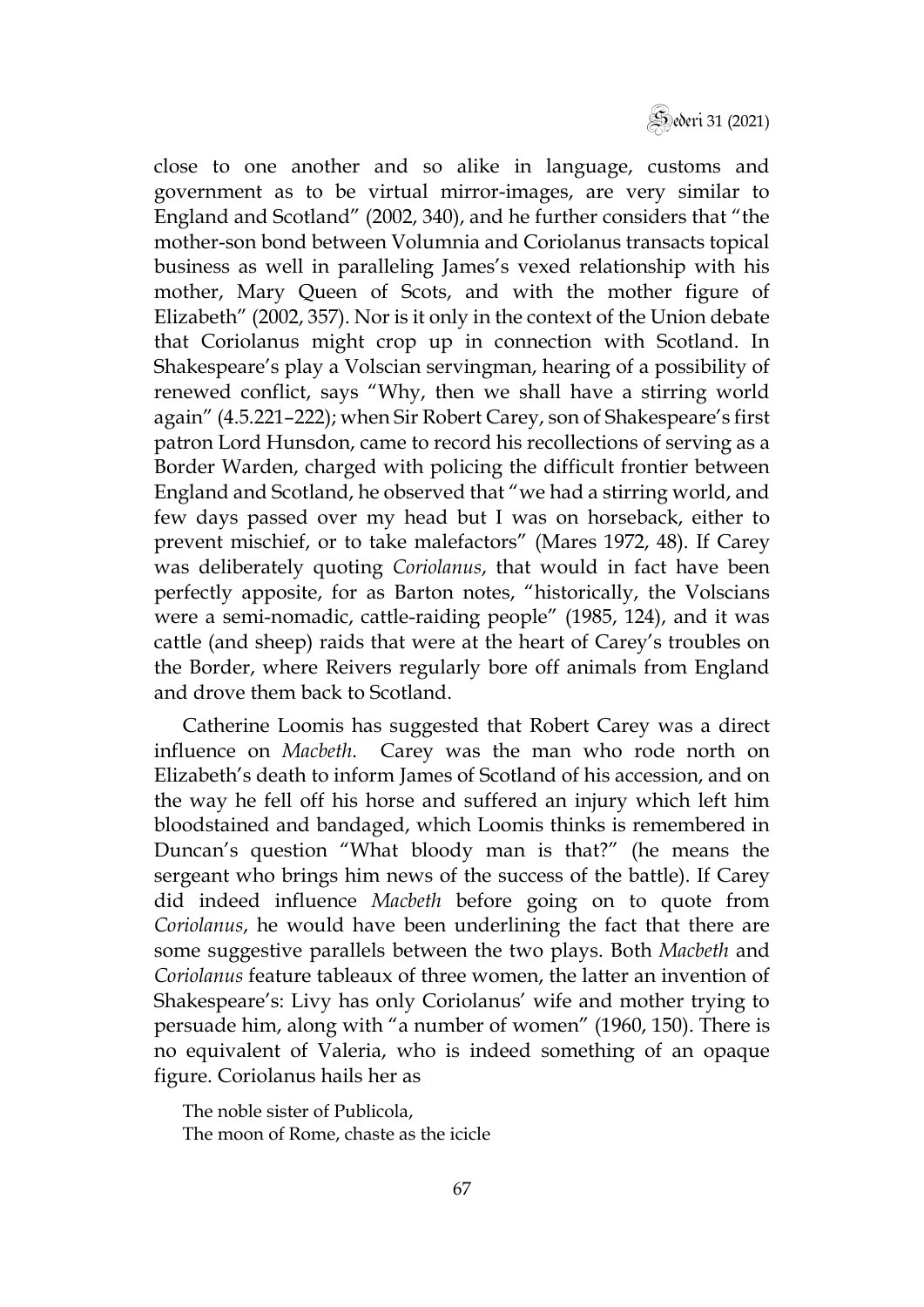close to one another and so alike in language, customs and government as to be virtual mirror-images, are very similar to England and Scotland" (2002, 340), and he further considers that "the mother-son bond between Volumnia and Coriolanus transacts topical business as well in paralleling James's vexed relationship with his mother, Mary Queen of Scots, and with the mother figure of Elizabeth" (2002, 357). Nor is it only in the context of the Union debate that Coriolanus might crop up in connection with Scotland. In Shakespeare's play a Volscian servingman, hearing of a possibility of renewed conflict, says "Why, then we shall have a stirring world again" (4.5.221–222); when Sir Robert Carey, son of Shakespeare's first patron Lord Hunsdon, came to record his recollections of serving as a Border Warden, charged with policing the difficult frontier between England and Scotland, he observed that "we had a stirring world, and few days passed over my head but I was on horseback, either to prevent mischief, or to take malefactors" (Mares 1972, 48). If Carey was deliberately quoting *Coriolanus*, that would in fact have been perfectly apposite, for as Barton notes, "historically, the Volscians were a semi-nomadic, cattle-raiding people" (1985, 124), and it was cattle (and sheep) raids that were at the heart of Carey's troubles on the Border, where Reivers regularly bore off animals from England and drove them back to Scotland.

Catherine Loomis has suggested that Robert Carey was a direct influence on *Macbeth*. Carey was the man who rode north on Elizabeth's death to inform James of Scotland of his accession, and on the way he fell off his horse and suffered an injury which left him bloodstained and bandaged, which Loomis thinks is remembered in Duncan's question "What bloody man is that?" (he means the sergeant who brings him news of the success of the battle). If Carey did indeed influence *Macbeth* before going on to quote from *Coriolanus*, he would have been underlining the fact that there are some suggestive parallels between the two plays. Both *Macbeth* and *Coriolanus* feature tableaux of three women, the latter an invention of Shakespeare's: Livy has only Coriolanus' wife and mother trying to persuade him, along with "a number of women" (1960, 150). There is no equivalent of Valeria, who is indeed something of an opaque figure. Coriolanus hails her as

> The noble sister of Publicola,
> The moon of Rome, chaste as the icicle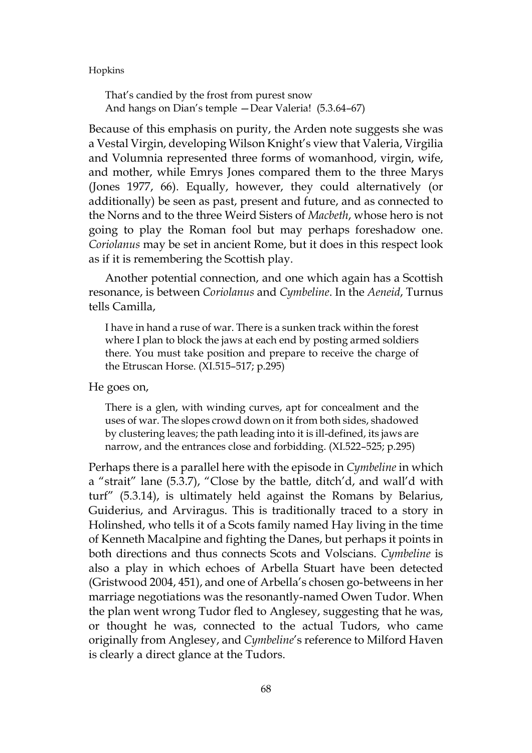> That's candied by the frost from purest snow
> And hangs on Dian's temple —Dear Valeria! (5.3.64–67)

Because of this emphasis on purity, the Arden note suggests she was a Vestal Virgin, developing Wilson Knight's view that Valeria, Virgilia and Volumnia represented three forms of womanhood, virgin, wife, and mother, while Emrys Jones compared them to the three Marys (Jones 1977, 66). Equally, however, they could alternatively (or additionally) be seen as past, present and future, and as connected to the Norns and to the three Weird Sisters of *Macbeth*, whose hero is not going to play the Roman fool but may perhaps foreshadow one. *Coriolanus* may be set in ancient Rome, but it does in this respect look as if it is remembering the Scottish play.

Another potential connection, and one which again has a Scottish resonance, is between *Coriolanus* and *Cymbeline*. In the *Aeneid*, Turnus tells Camilla,

> I have in hand a ruse of war. There is a sunken track within the forest where I plan to block the jaws at each end by posting armed soldiers there. You must take position and prepare to receive the charge of the Etruscan Horse. (XI.515–517; p.295)

He goes on,

> There is a glen, with winding curves, apt for concealment and the uses of war. The slopes crowd down on it from both sides, shadowed by clustering leaves; the path leading into it is ill-defined, its jaws are narrow, and the entrances close and forbidding. (XI.522–525; p.295)

Perhaps there is a parallel here with the episode in *Cymbeline* in which a "strait" lane (5.3.7), "Close by the battle, ditch'd, and wall'd with turf" (5.3.14), is ultimately held against the Romans by Belarius, Guiderius, and Arviragus. This is traditionally traced to a story in Holinshed, who tells it of a Scots family named Hay living in the time of Kenneth Macalpine and fighting the Danes, but perhaps it points in both directions and thus connects Scots and Volscians. *Cymbeline* is also a play in which echoes of Arbella Stuart have been detected (Gristwood 2004, 451), and one of Arbella's chosen go-betweens in her marriage negotiations was the resonantly-named Owen Tudor. When the plan went wrong Tudor fled to Anglesey, suggesting that he was, or thought he was, connected to the actual Tudors, who came originally from Anglesey, and *Cymbeline*'s reference to Milford Haven is clearly a direct glance at the Tudors.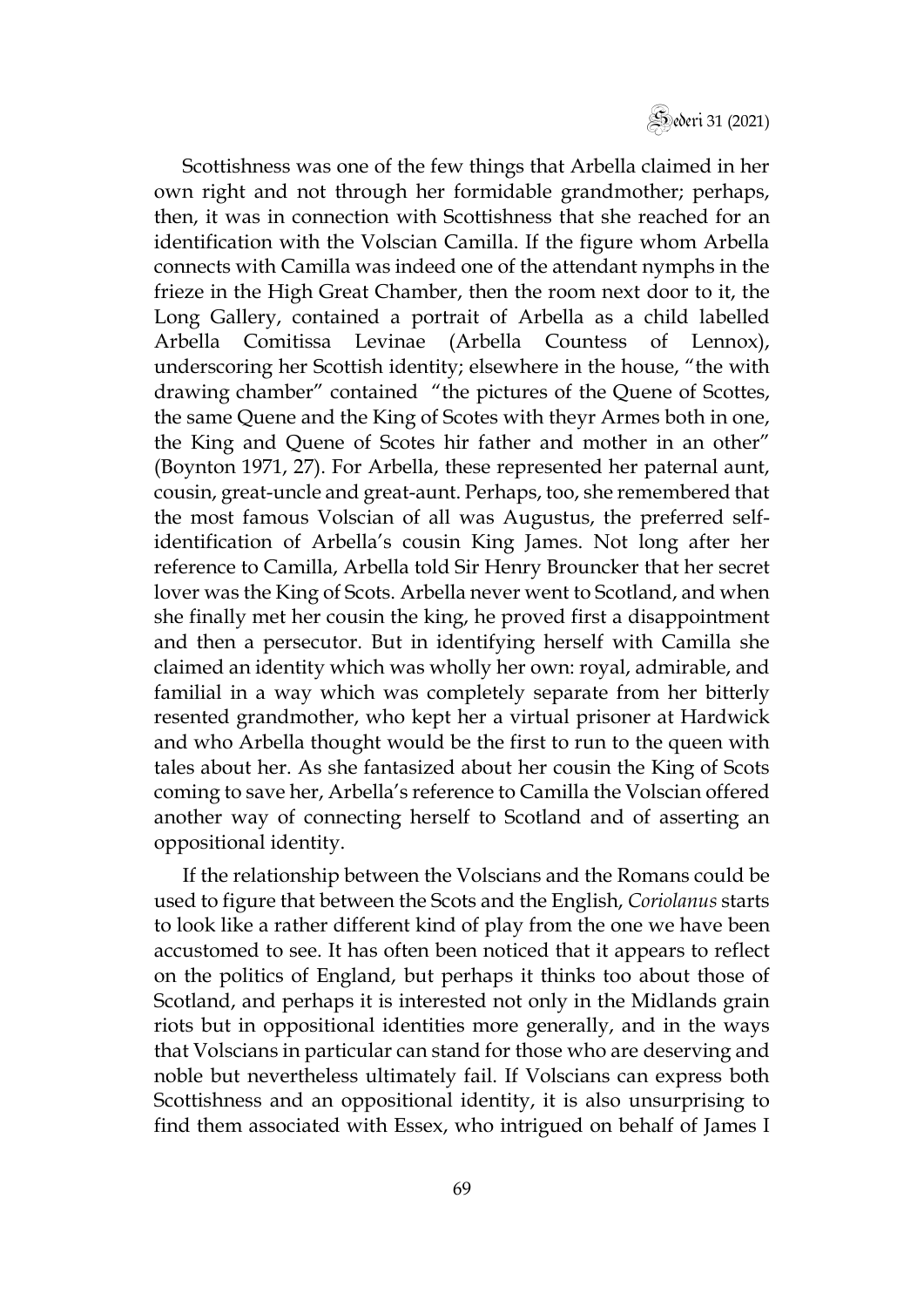Scottishness was one of the few things that Arbella claimed in her own right and not through her formidable grandmother; perhaps, then, it was in connection with Scottishness that she reached for an identification with the Volscian Camilla. If the figure whom Arbella connects with Camilla was indeed one of the attendant nymphs in the frieze in the High Great Chamber, then the room next door to it, the Long Gallery, contained a portrait of Arbella as a child labelled Arbella Comitissa Levinae (Arbella Countess of Lennox), underscoring her Scottish identity; elsewhere in the house, "the with drawing chamber" contained "the pictures of the Quene of Scottes, the same Quene and the King of Scotes with theyr Armes both in one, the King and Quene of Scotes hir father and mother in an other" (Boynton 1971, 27). For Arbella, these represented her paternal aunt, cousin, great-uncle and great-aunt. Perhaps, too, she remembered that the most famous Volscian of all was Augustus, the preferred self-identification of Arbella's cousin King James. Not long after her reference to Camilla, Arbella told Sir Henry Brouncker that her secret lover was the King of Scots. Arbella never went to Scotland, and when she finally met her cousin the king, he proved first a disappointment and then a persecutor. But in identifying herself with Camilla she claimed an identity which was wholly her own: royal, admirable, and familial in a way which was completely separate from her bitterly resented grandmother, who kept her a virtual prisoner at Hardwick and who Arbella thought would be the first to run to the queen with tales about her. As she fantasized about her cousin the King of Scots coming to save her, Arbella's reference to Camilla the Volscian offered another way of connecting herself to Scotland and of asserting an oppositional identity.

If the relationship between the Volscians and the Romans could be used to figure that between the Scots and the English, *Coriolanus* starts to look like a rather different kind of play from the one we have been accustomed to see. It has often been noticed that it appears to reflect on the politics of England, but perhaps it thinks too about those of Scotland, and perhaps it is interested not only in the Midlands grain riots but in oppositional identities more generally, and in the ways that Volscians in particular can stand for those who are deserving and noble but nevertheless ultimately fail. If Volscians can express both Scottishness and an oppositional identity, it is also unsurprising to find them associated with Essex, who intrigued on behalf of James I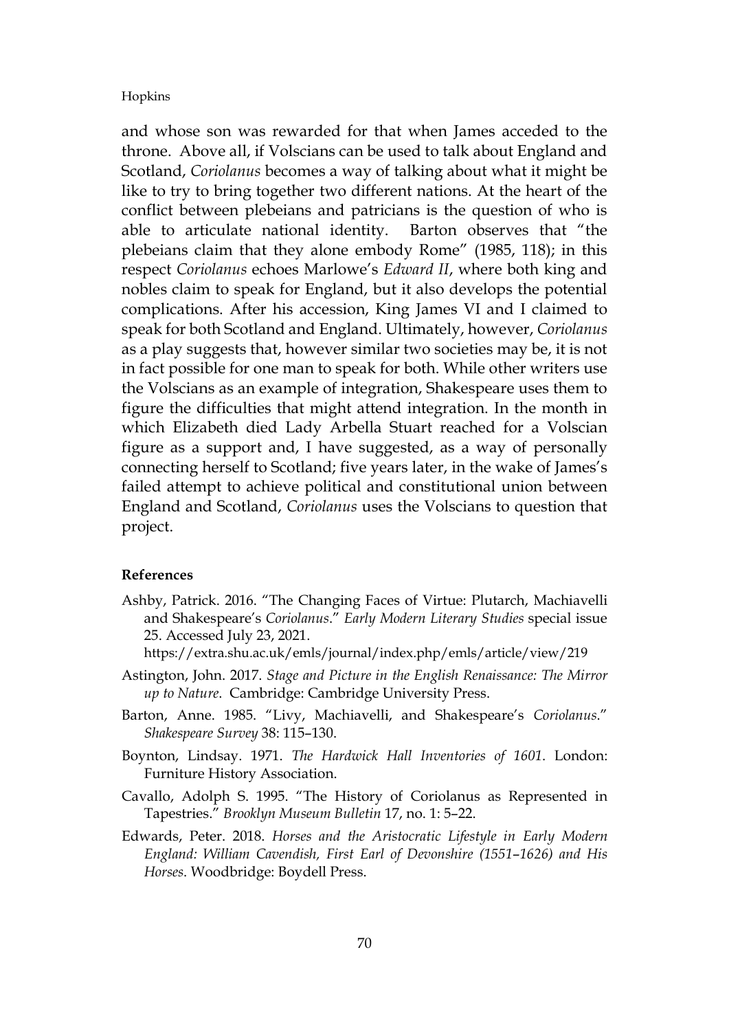and whose son was rewarded for that when James acceded to the throne. Above all, if Volscians can be used to talk about England and Scotland, *Coriolanus* becomes a way of talking about what it might be like to try to bring together two different nations. At the heart of the conflict between plebeians and patricians is the question of who is able to articulate national identity. Barton observes that "the plebeians claim that they alone embody Rome" (1985, 118); in this respect *Coriolanus* echoes Marlowe's *Edward II*, where both king and nobles claim to speak for England, but it also develops the potential complications. After his accession, King James VI and I claimed to speak for both Scotland and England. Ultimately, however, *Coriolanus* as a play suggests that, however similar two societies may be, it is not in fact possible for one man to speak for both. While other writers use the Volscians as an example of integration, Shakespeare uses them to figure the difficulties that might attend integration. In the month in which Elizabeth died Lady Arbella Stuart reached for a Volscian figure as a support and, I have suggested, as a way of personally connecting herself to Scotland; five years later, in the wake of James's failed attempt to achieve political and constitutional union between England and Scotland, *Coriolanus* uses the Volscians to question that project.

**References**

Ashby, Patrick. 2016. "The Changing Faces of Virtue: Plutarch, Machiavelli and Shakespeare's *Coriolanus*." *Early Modern Literary Studies* special issue 25. Accessed July 23, 2021. https://extra.shu.ac.uk/emls/journal/index.php/emls/article/view/219

Astington, John. 2017. *Stage and Picture in the English Renaissance: The Mirror up to Nature*. Cambridge: Cambridge University Press.

Barton, Anne. 1985. "Livy, Machiavelli, and Shakespeare's *Coriolanus*." *Shakespeare Survey* 38: 115–130.

Boynton, Lindsay. 1971. *The Hardwick Hall Inventories of 1601*. London: Furniture History Association.

Cavallo, Adolph S. 1995. "The History of Coriolanus as Represented in Tapestries." *Brooklyn Museum Bulletin* 17, no. 1: 5–22.

Edwards, Peter. 2018. *Horses and the Aristocratic Lifestyle in Early Modern England: William Cavendish, First Earl of Devonshire (1551–1626) and His Horses*. Woodbridge: Boydell Press.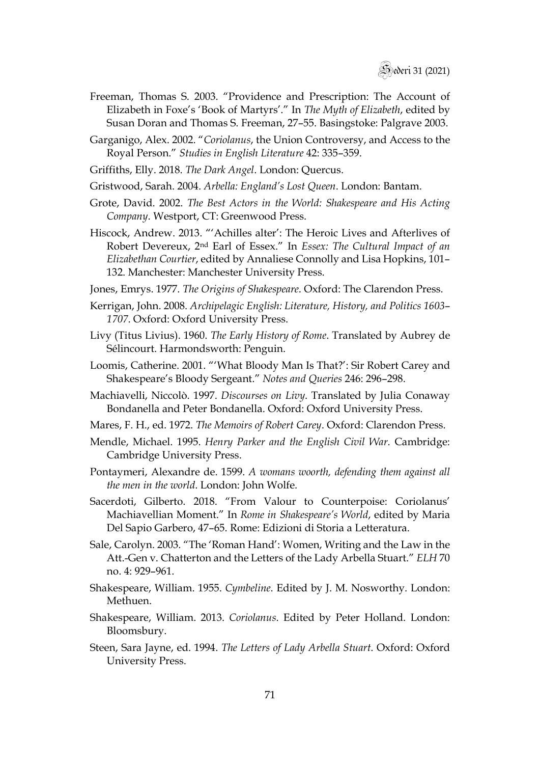Freeman, Thomas S. 2003. "Providence and Prescription: The Account of Elizabeth in Foxe's 'Book of Martyrs'." In *The Myth of Elizabeth*, edited by Susan Doran and Thomas S. Freeman, 27–55. Basingstoke: Palgrave 2003.

Garganigo, Alex. 2002. "*Coriolanus*, the Union Controversy, and Access to the Royal Person." *Studies in English Literature* 42: 335–359.

Griffiths, Elly. 2018. *The Dark Angel*. London: Quercus.

Gristwood, Sarah. 2004. *Arbella: England's Lost Queen*. London: Bantam.

Grote, David. 2002. *The Best Actors in the World: Shakespeare and His Acting Company*. Westport, CT: Greenwood Press.

Hiscock, Andrew. 2013. "'Achilles alter': The Heroic Lives and Afterlives of Robert Devereux, 2nd Earl of Essex." In *Essex: The Cultural Impact of an Elizabethan Courtier*, edited by Annaliese Connolly and Lisa Hopkins, 101–132. Manchester: Manchester University Press.

Jones, Emrys. 1977. *The Origins of Shakespeare*. Oxford: The Clarendon Press.

Kerrigan, John. 2008. *Archipelagic English: Literature, History, and Politics 1603–1707*. Oxford: Oxford University Press.

Livy (Titus Livius). 1960. *The Early History of Rome*. Translated by Aubrey de Sélincourt. Harmondsworth: Penguin.

Loomis, Catherine. 2001. "'What Bloody Man Is That?': Sir Robert Carey and Shakespeare's Bloody Sergeant." *Notes and Queries* 246: 296–298.

Machiavelli, Niccolò. 1997. *Discourses on Livy*. Translated by Julia Conaway Bondanella and Peter Bondanella. Oxford: Oxford University Press.

Mares, F. H., ed. 1972. *The Memoirs of Robert Carey*. Oxford: Clarendon Press.

Mendle, Michael. 1995. *Henry Parker and the English Civil War*. Cambridge: Cambridge University Press.

Pontaymeri, Alexandre de. 1599. *A womans woorth, defending them against all the men in the world*. London: John Wolfe.

Sacerdoti, Gilberto. 2018. "From Valour to Counterpoise: Coriolanus' Machiavellian Moment." In *Rome in Shakespeare's World*, edited by Maria Del Sapio Garbero, 47–65. Rome: Edizioni di Storia a Letteratura.

Sale, Carolyn. 2003. "The 'Roman Hand': Women, Writing and the Law in the Att.-Gen v. Chatterton and the Letters of the Lady Arbella Stuart." *ELH* 70 no. 4: 929–961.

Shakespeare, William. 1955. *Cymbeline*. Edited by J. M. Nosworthy. London: Methuen.

Shakespeare, William. 2013. *Coriolanus*. Edited by Peter Holland. London: Bloomsbury.

Steen, Sara Jayne, ed. 1994. *The Letters of Lady Arbella Stuart*. Oxford: Oxford University Press.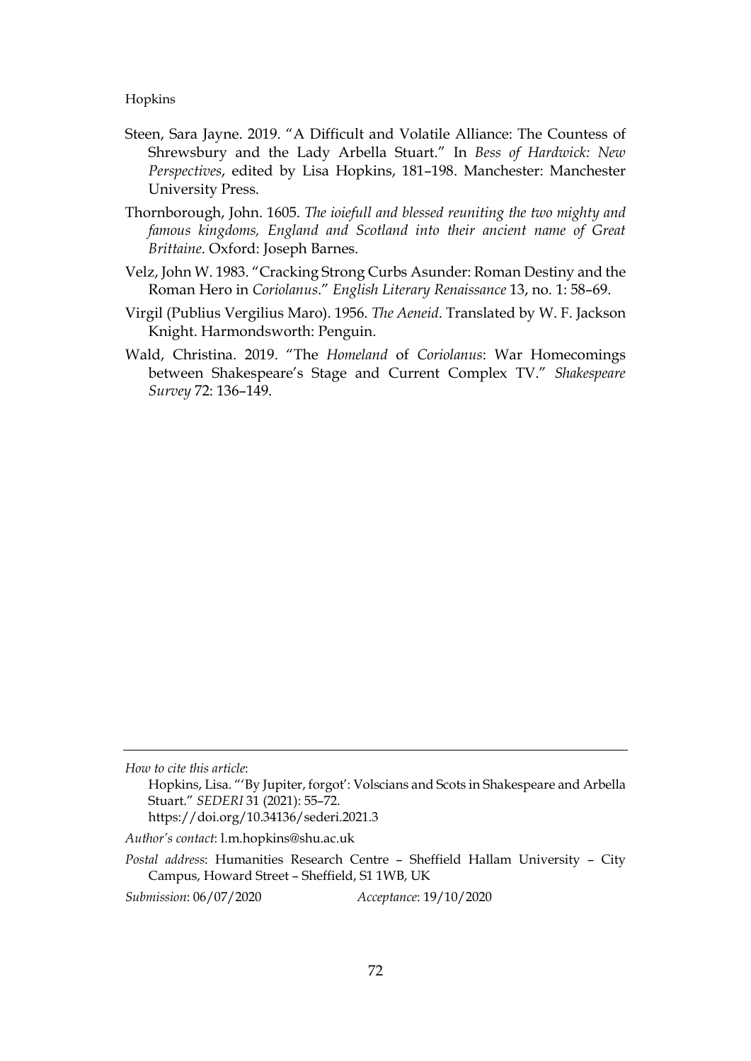Steen, Sara Jayne. 2019. "A Difficult and Volatile Alliance: The Countess of Shrewsbury and the Lady Arbella Stuart." In *Bess of Hardwick: New Perspectives*, edited by Lisa Hopkins, 181–198. Manchester: Manchester University Press.

Thornborough, John. 1605. *The ioiefull and blessed reuniting the two mighty and famous kingdoms, England and Scotland into their ancient name of Great Brittaine*. Oxford: Joseph Barnes.

Velz, John W. 1983. "Cracking Strong Curbs Asunder: Roman Destiny and the Roman Hero in *Coriolanus*." *English Literary Renaissance* 13, no. 1: 58–69.

Virgil (Publius Vergilius Maro). 1956. *The Aeneid*. Translated by W. F. Jackson Knight. Harmondsworth: Penguin.

Wald, Christina. 2019. "The *Homeland* of *Coriolanus*: War Homecomings between Shakespeare's Stage and Current Complex TV." *Shakespeare Survey* 72: 136–149.

---

*How to cite this article*:

Hopkins, Lisa. "'By Jupiter, forgot': Volscians and Scots in Shakespeare and Arbella Stuart." *SEDERI* 31 (2021): 55–72.
https://doi.org/10.34136/sederi.2021.3

*Author's contact*: l.m.hopkins@shu.ac.uk

*Postal address*: Humanities Research Centre – Sheffield Hallam University – City Campus, Howard Street – Sheffield, S1 1WB, UK

*Submission*: 06/07/2020 *Acceptance*: 19/10/2020